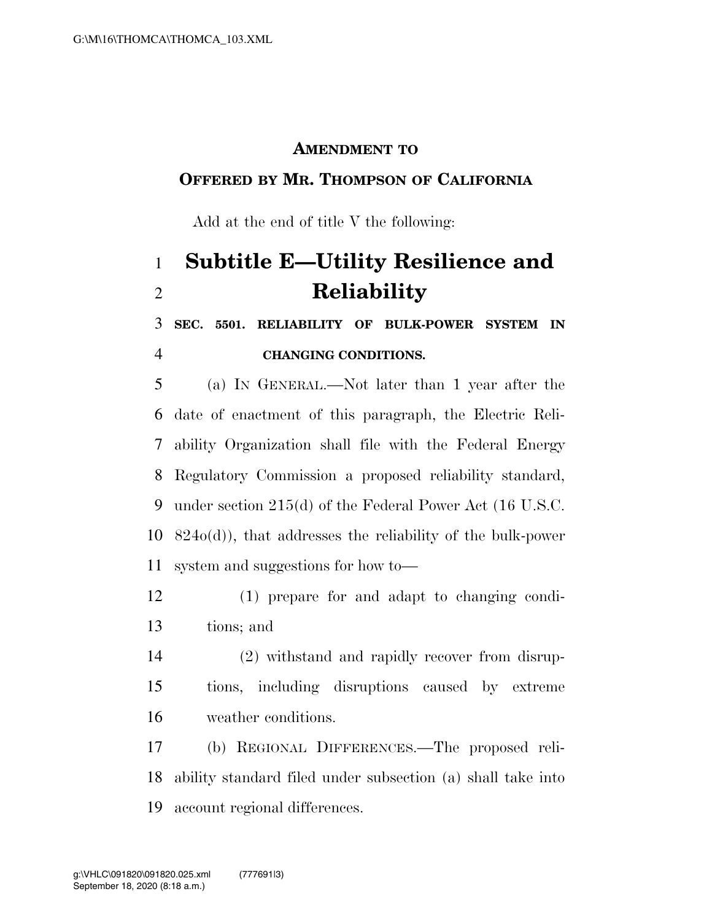**AMENDMENT TO**

**OFFERED BY MR. THOMPSON OF CALIFORNIA**

Add at the end of title V the following:

# Subtitle E—Utility Resilience and Reliability

**SEC. 5501. RELIABILITY OF BULK-POWER SYSTEM IN CHANGING CONDITIONS.**

(a) IN GENERAL.—Not later than 1 year after the date of enactment of this paragraph, the Electric Reliability Organization shall file with the Federal Energy Regulatory Commission a proposed reliability standard, under section 215(d) of the Federal Power Act (16 U.S.C. 824o(d)), that addresses the reliability of the bulk-power system and suggestions for how to—

(1) prepare for and adapt to changing conditions; and

(2) withstand and rapidly recover from disruptions, including disruptions caused by extreme weather conditions.

(b) REGIONAL DIFFERENCES.—The proposed reliability standard filed under subsection (a) shall take into account regional differences.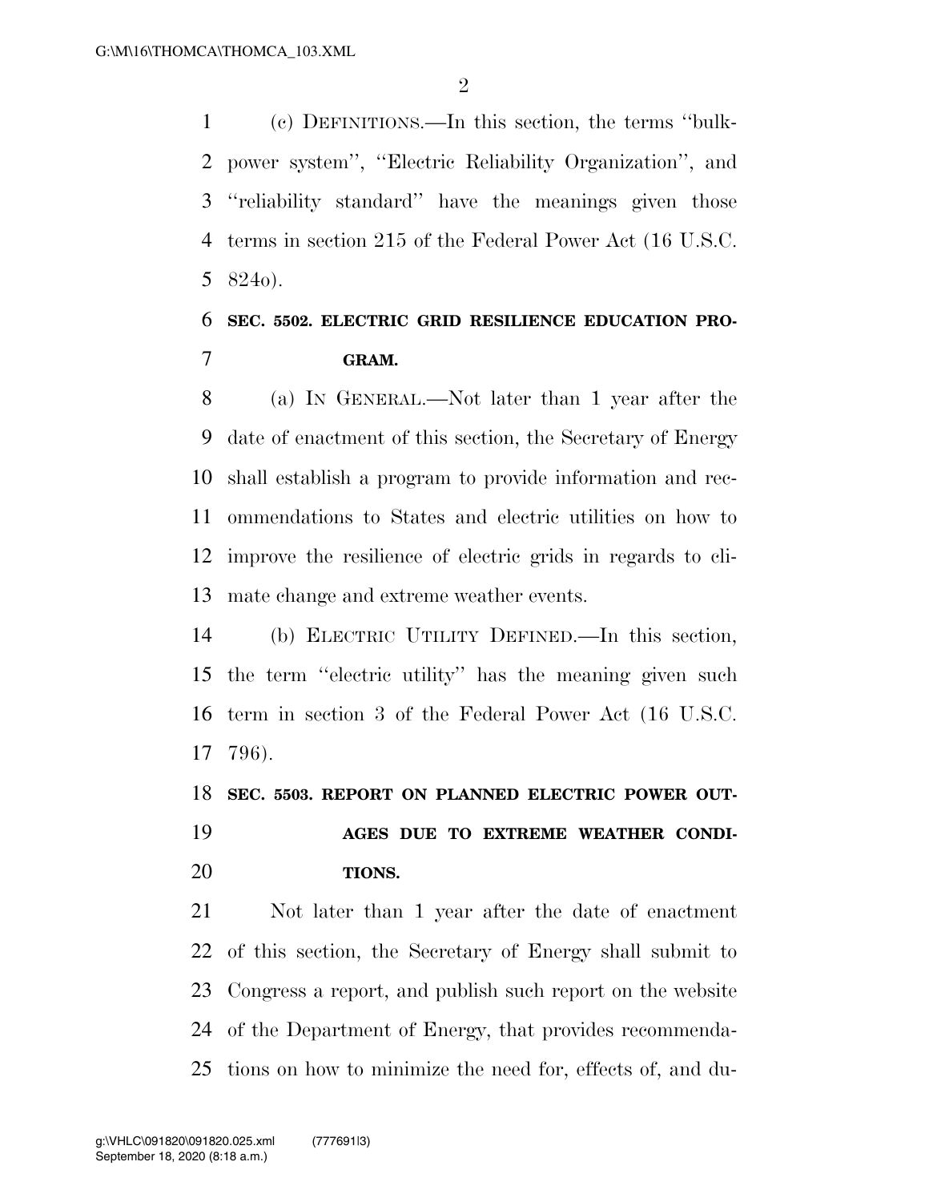(c) DEFINITIONS.—In this section, the terms ''bulk-power system'', ''Electric Reliability Organization'', and ''reliability standard'' have the meanings given those terms in section 215 of the Federal Power Act (16 U.S.C. 824o).

**SEC. 5502. ELECTRIC GRID RESILIENCE EDUCATION PROGRAM.**

(a) IN GENERAL.—Not later than 1 year after the date of enactment of this section, the Secretary of Energy shall establish a program to provide information and recommendations to States and electric utilities on how to improve the resilience of electric grids in regards to climate change and extreme weather events.

(b) ELECTRIC UTILITY DEFINED.—In this section, the term ''electric utility'' has the meaning given such term in section 3 of the Federal Power Act (16 U.S.C. 796).

**SEC. 5503. REPORT ON PLANNED ELECTRIC POWER OUTAGES DUE TO EXTREME WEATHER CONDITIONS.**

Not later than 1 year after the date of enactment of this section, the Secretary of Energy shall submit to Congress a report, and publish such report on the website of the Department of Energy, that provides recommendations on how to minimize the need for, effects of, and du-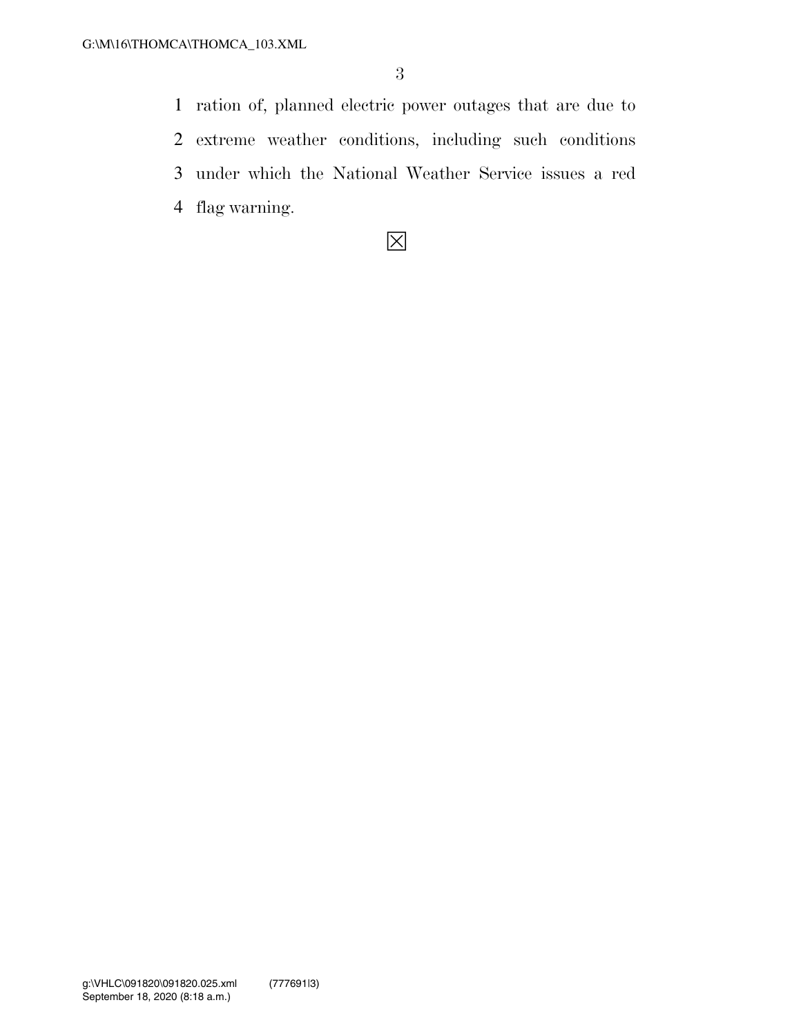ration of, planned electric power outages that are due to extreme weather conditions, including such conditions under which the National Weather Service issues a red flag warning.

☒